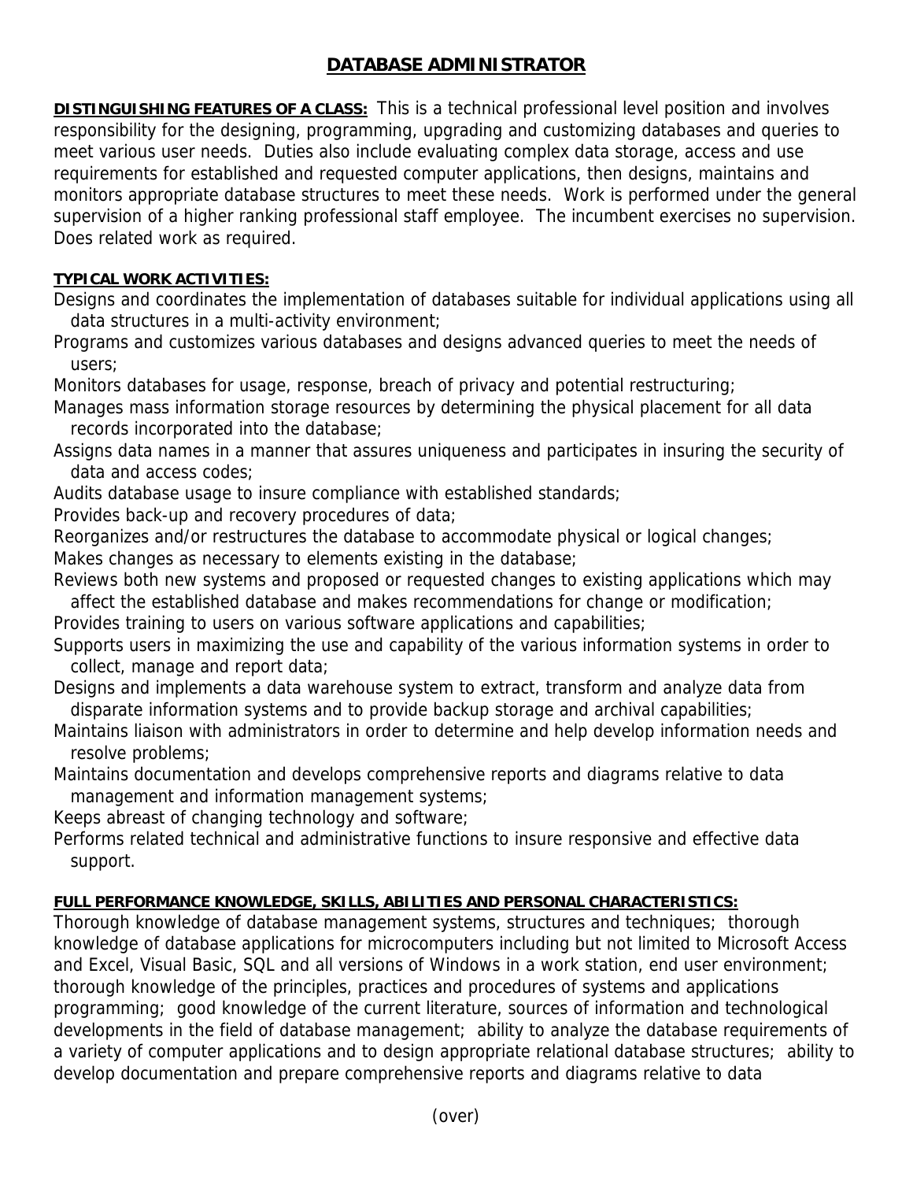# DATABASE ADMINISTRATOR

**DISTINGUISHING FEATURES OF A CLASS:** This is a technical professional level position and involves responsibility for the designing, programming, upgrading and customizing databases and queries to meet various user needs. Duties also include evaluating complex data storage, access and use requirements for established and requested computer applications, then designs, maintains and monitors appropriate database structures to meet these needs. Work is performed under the general supervision of a higher ranking professional staff employee. The incumbent exercises no supervision. Does related work as required.

**TYPICAL WORK ACTIVITIES:**

Designs and coordinates the implementation of databases suitable for individual applications using all data structures in a multi-activity environment;

Programs and customizes various databases and designs advanced queries to meet the needs of users;

Monitors databases for usage, response, breach of privacy and potential restructuring;

Manages mass information storage resources by determining the physical placement for all data records incorporated into the database;

Assigns data names in a manner that assures uniqueness and participates in insuring the security of data and access codes;

Audits database usage to insure compliance with established standards;

Provides back-up and recovery procedures of data;

Reorganizes and/or restructures the database to accommodate physical or logical changes;

Makes changes as necessary to elements existing in the database;

Reviews both new systems and proposed or requested changes to existing applications which may affect the established database and makes recommendations for change or modification;

Provides training to users on various software applications and capabilities;

Supports users in maximizing the use and capability of the various information systems in order to collect, manage and report data;

Designs and implements a data warehouse system to extract, transform and analyze data from disparate information systems and to provide backup storage and archival capabilities;

Maintains liaison with administrators in order to determine and help develop information needs and resolve problems;

Maintains documentation and develops comprehensive reports and diagrams relative to data management and information management systems;

Keeps abreast of changing technology and software;

Performs related technical and administrative functions to insure responsive and effective data support.

**FULL PERFORMANCE KNOWLEDGE, SKILLS, ABILITIES AND PERSONAL CHARACTERISTICS:**

Thorough knowledge of database management systems, structures and techniques; thorough knowledge of database applications for microcomputers including but not limited to Microsoft Access and Excel, Visual Basic, SQL and all versions of Windows in a work station, end user environment; thorough knowledge of the principles, practices and procedures of systems and applications programming; good knowledge of the current literature, sources of information and technological developments in the field of database management; ability to analyze the database requirements of a variety of computer applications and to design appropriate relational database structures; ability to develop documentation and prepare comprehensive reports and diagrams relative to data

(over)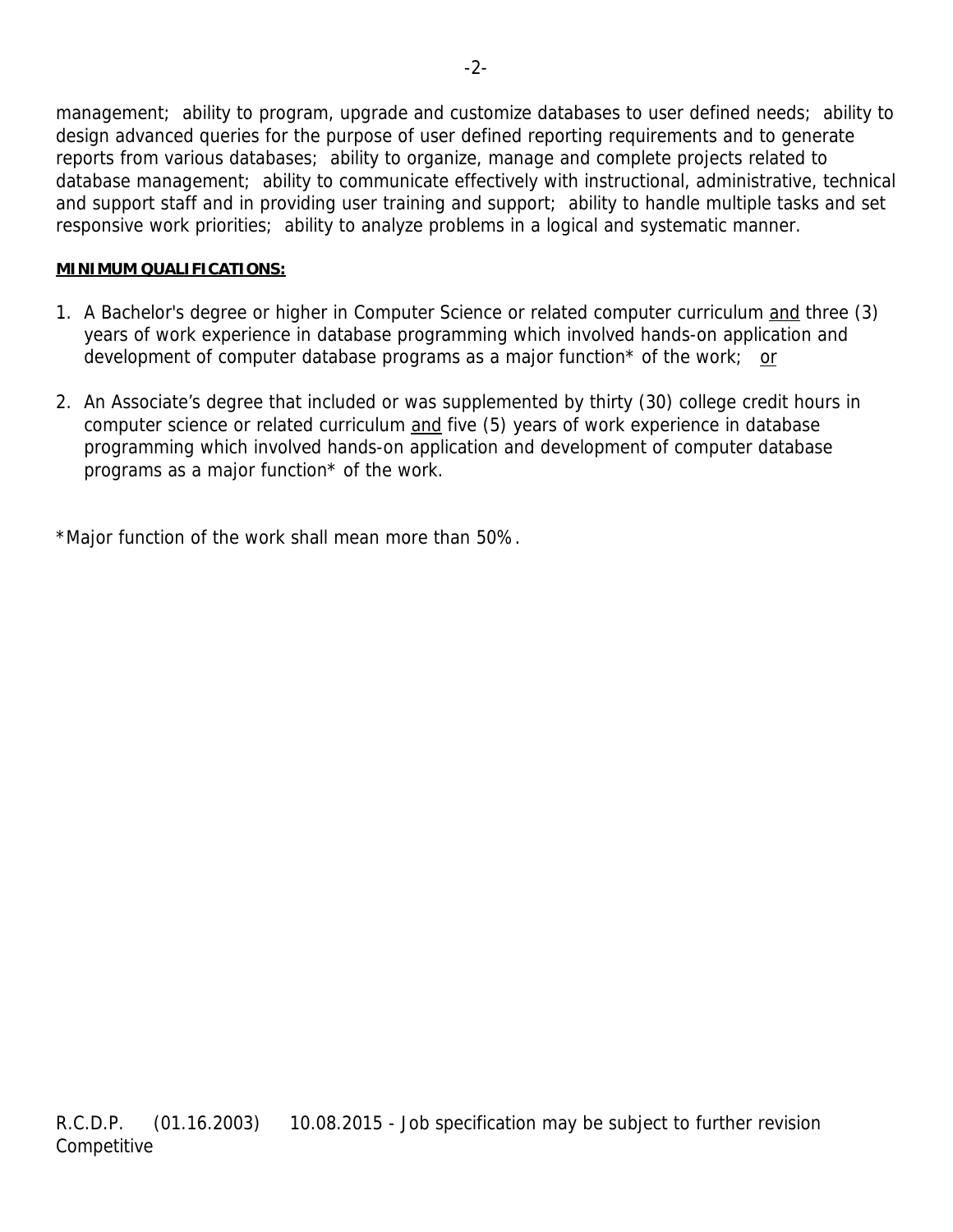management; ability to program, upgrade and customize databases to user defined needs; ability to design advanced queries for the purpose of user defined reporting requirements and to generate reports from various databases; ability to organize, manage and complete projects related to database management; ability to communicate effectively with instructional, administrative, technical and support staff and in providing user training and support; ability to handle multiple tasks and set responsive work priorities; ability to analyze problems in a logical and systematic manner.

**MINIMUM QUALIFICATIONS:**

1. A Bachelor's degree or higher in Computer Science or related computer curriculum and three (3) years of work experience in database programming which involved hands-on application and development of computer database programs as a major function* of the work; or

2. An Associate's degree that included or was supplemented by thirty (30) college credit hours in computer science or related curriculum and five (5) years of work experience in database programming which involved hands-on application and development of computer database programs as a major function* of the work.

*Major function of the work shall mean more than 50%.

R.C.D.P. (01.16.2003) 10.08.2015 - Job specification may be subject to further revision
Competitive